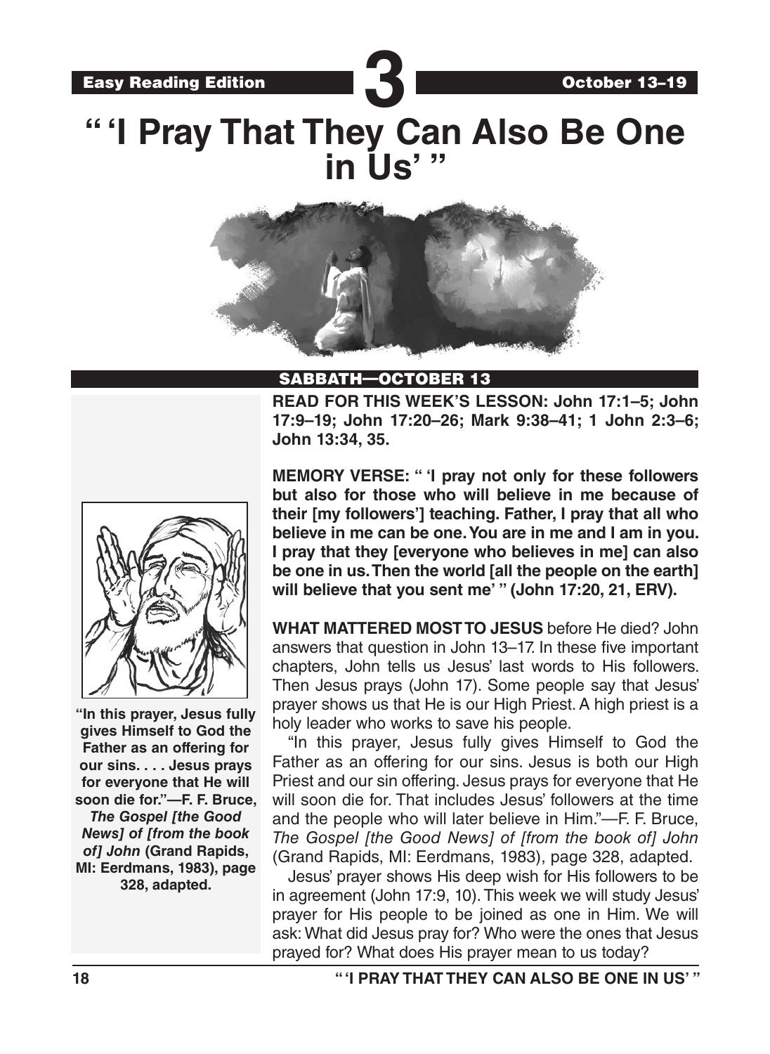Easy Reading Edition **3** October 13–19

# " 'I Pray That They Can Also Be One in Us' "

## SABBATH—OCTOBER 13

**READ FOR THIS WEEK'S LESSON: John 17:1–5; John 17:9–19; John 17:20–26; Mark 9:38–41; 1 John 2:3–6; John 13:34, 35.**

**MEMORY VERSE: " 'I pray not only for these followers but also for those who will believe in me because of their [my followers'] teaching. Father, I pray that all who believe in me can be one. You are in me and I am in you. I pray that they [everyone who believes in me] can also be one in us. Then the world [all the people on the earth] will believe that you sent me' " (John 17:20, 21, ERV).**

**"In this prayer, Jesus fully gives Himself to God the Father as an offering for our sins. . . . Jesus prays for everyone that He will soon die for."—F. F. Bruce, *The Gospel [the Good News] of [from the book of] John* (Grand Rapids, MI: Eerdmans, 1983), page 328, adapted.**

**WHAT MATTERED MOST TO JESUS** before He died? John answers that question in John 13–17. In these five important chapters, John tells us Jesus' last words to His followers. Then Jesus prays (John 17). Some people say that Jesus' prayer shows us that He is our High Priest. A high priest is a holy leader who works to save his people.

"In this prayer, Jesus fully gives Himself to God the Father as an offering for our sins. Jesus is both our High Priest and our sin offering. Jesus prays for everyone that He will soon die for. That includes Jesus' followers at the time and the people who will later believe in Him."—F. F. Bruce, *The Gospel [the Good News] of [from the book of] John* (Grand Rapids, MI: Eerdmans, 1983), page 328, adapted.

Jesus' prayer shows His deep wish for His followers to be in agreement (John 17:9, 10). This week we will study Jesus' prayer for His people to be joined as one in Him. We will ask: What did Jesus pray for? Who were the ones that Jesus prayed for? What does His prayer mean to us today?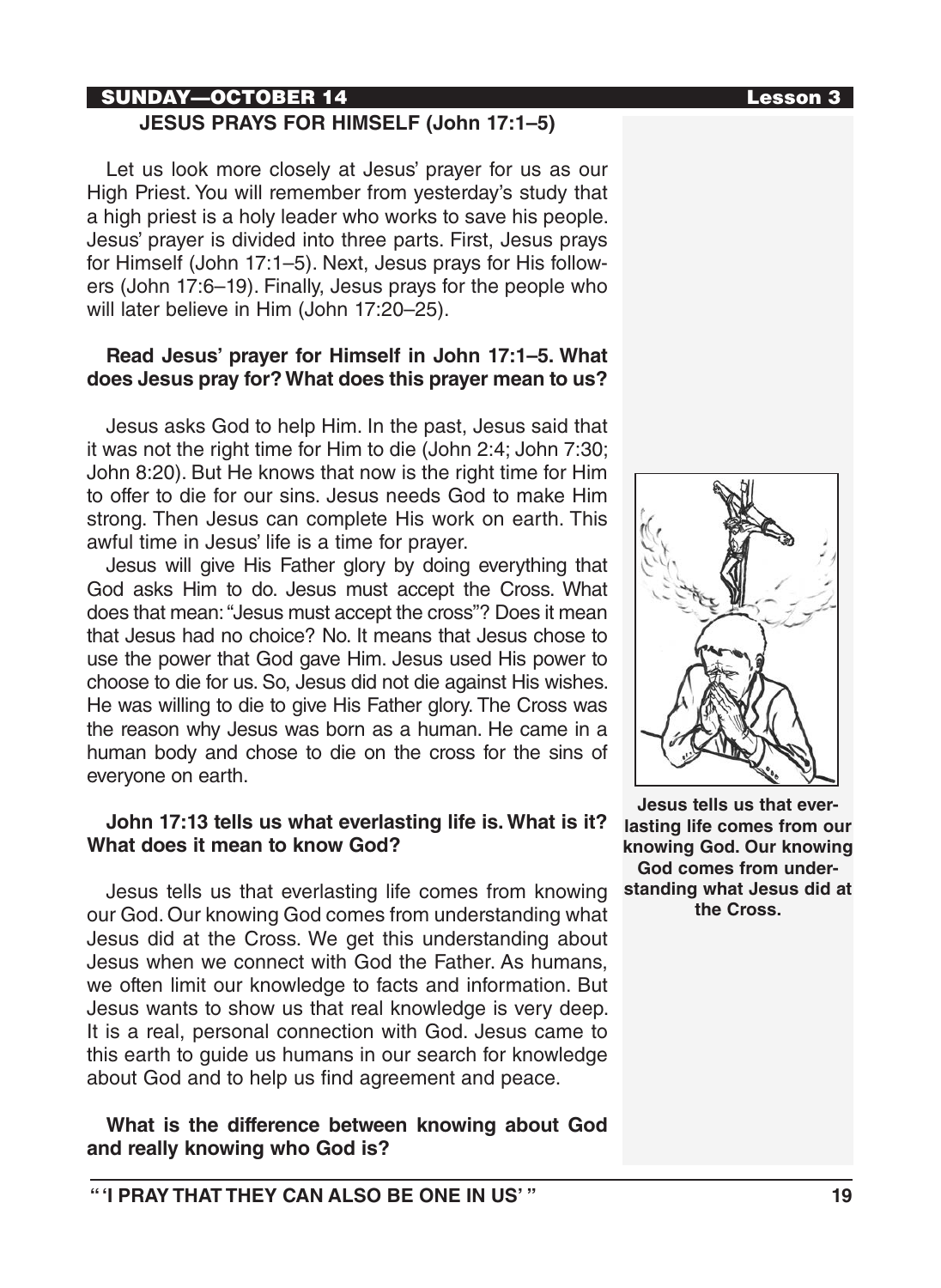## JESUS PRAYS FOR HIMSELF (John 17:1–5)

Let us look more closely at Jesus' prayer for us as our High Priest. You will remember from yesterday's study that a high priest is a holy leader who works to save his people. Jesus' prayer is divided into three parts. First, Jesus prays for Himself (John 17:1–5). Next, Jesus prays for His followers (John 17:6–19). Finally, Jesus prays for the people who will later believe in Him (John 17:20–25).

**Read Jesus' prayer for Himself in John 17:1–5. What does Jesus pray for? What does this prayer mean to us?**

Jesus asks God to help Him. In the past, Jesus said that it was not the right time for Him to die (John 2:4; John 7:30; John 8:20). But He knows that now is the right time for Him to offer to die for our sins. Jesus needs God to make Him strong. Then Jesus can complete His work on earth. This awful time in Jesus' life is a time for prayer.

Jesus will give His Father glory by doing everything that God asks Him to do. Jesus must accept the Cross. What does that mean: "Jesus must accept the cross"? Does it mean that Jesus had no choice? No. It means that Jesus chose to use the power that God gave Him. Jesus used His power to choose to die for us. So, Jesus did not die against His wishes. He was willing to die to give His Father glory. The Cross was the reason why Jesus was born as a human. He came in a human body and chose to die on the cross for the sins of everyone on earth.

**John 17:13 tells us what everlasting life is. What is it? What does it mean to know God?**

Jesus tells us that everlasting life comes from knowing our God. Our knowing God comes from understanding what Jesus did at the Cross. We get this understanding about Jesus when we connect with God the Father. As humans, we often limit our knowledge to facts and information. But Jesus wants to show us that real knowledge is very deep. It is a real, personal connection with God. Jesus came to this earth to guide us humans in our search for knowledge about God and to help us find agreement and peace.

**What is the difference between knowing about God and really knowing who God is?**

**Jesus tells us that everlasting life comes from our knowing God. Our knowing God comes from understanding what Jesus did at the Cross.**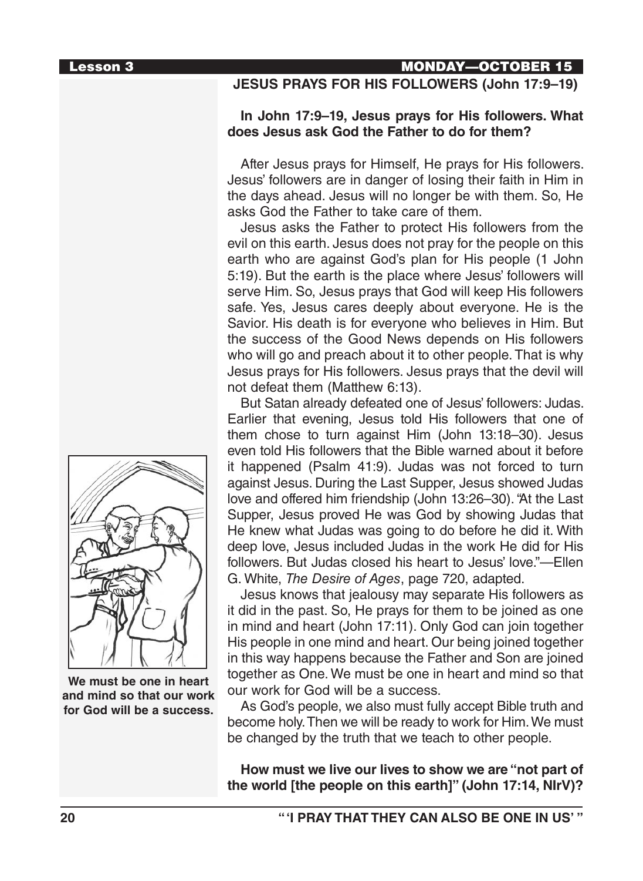## JESUS PRAYS FOR HIS FOLLOWERS (John 17:9–19)

**In John 17:9–19, Jesus prays for His followers. What does Jesus ask God the Father to do for them?**

After Jesus prays for Himself, He prays for His followers. Jesus' followers are in danger of losing their faith in Him in the days ahead. Jesus will no longer be with them. So, He asks God the Father to take care of them.

Jesus asks the Father to protect His followers from the evil on this earth. Jesus does not pray for the people on this earth who are against God's plan for His people (1 John 5:19). But the earth is the place where Jesus' followers will serve Him. So, Jesus prays that God will keep His followers safe. Yes, Jesus cares deeply about everyone. He is the Savior. His death is for everyone who believes in Him. But the success of the Good News depends on His followers who will go and preach about it to other people. That is why Jesus prays for His followers. Jesus prays that the devil will not defeat them (Matthew 6:13).

But Satan already defeated one of Jesus' followers: Judas. Earlier that evening, Jesus told His followers that one of them chose to turn against Him (John 13:18–30). Jesus even told His followers that the Bible warned about it before it happened (Psalm 41:9). Judas was not forced to turn against Jesus. During the Last Supper, Jesus showed Judas love and offered him friendship (John 13:26–30). "At the Last Supper, Jesus proved He was God by showing Judas that He knew what Judas was going to do before he did it. With deep love, Jesus included Judas in the work He did for His followers. But Judas closed his heart to Jesus' love."—Ellen G. White, *The Desire of Ages*, page 720, adapted.

Jesus knows that jealousy may separate His followers as it did in the past. So, He prays for them to be joined as one in mind and heart (John 17:11). Only God can join together His people in one mind and heart. Our being joined together in this way happens because the Father and Son are joined together as One. We must be one in heart and mind so that our work for God will be a success.

As God's people, we also must fully accept Bible truth and become holy. Then we will be ready to work for Him. We must be changed by the truth that we teach to other people.

**We must be one in heart and mind so that our work for God will be a success.**

**How must we live our lives to show we are "not part of the world [the people on this earth]" (John 17:14, NIrV)?**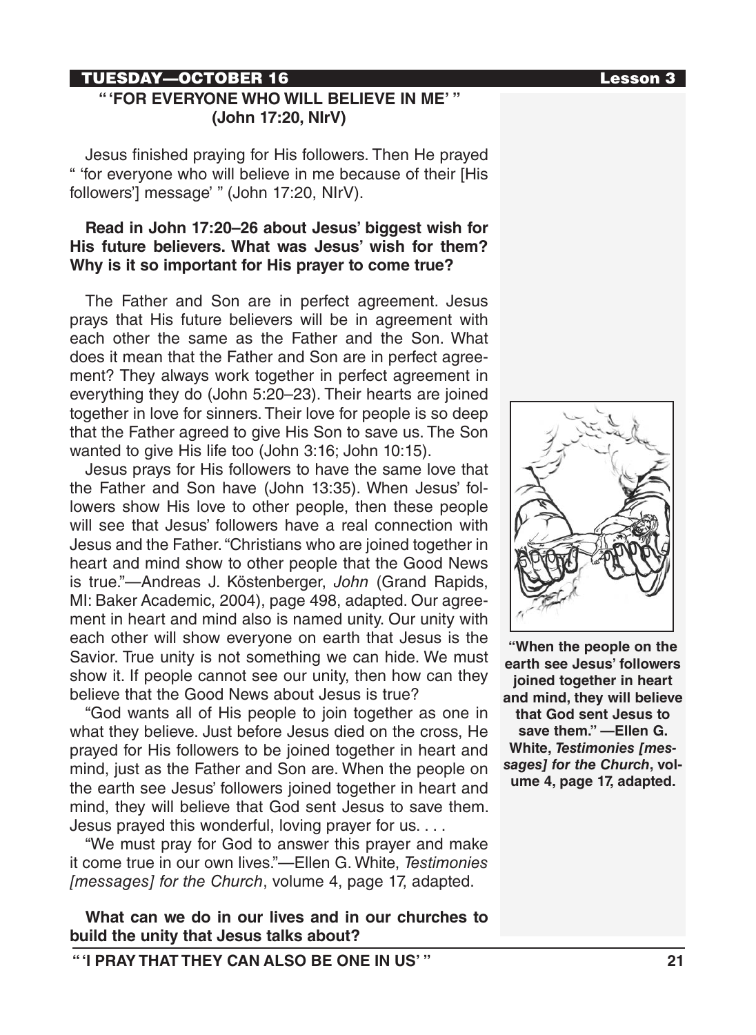## “ ‘FOR EVERYONE WHO WILL BELIEVE IN ME’ ” (John 17:20, NIrV)

Jesus finished praying for His followers. Then He prayed “ ‘for everyone who will believe in me because of their [His followers’] message’ ” (John 17:20, NIrV).

**Read in John 17:20–26 about Jesus’ biggest wish for His future believers. What was Jesus’ wish for them? Why is it so important for His prayer to come true?**

The Father and Son are in perfect agreement. Jesus prays that His future believers will be in agreement with each other the same as the Father and the Son. What does it mean that the Father and Son are in perfect agreement? They always work together in perfect agreement in everything they do (John 5:20–23). Their hearts are joined together in love for sinners. Their love for people is so deep that the Father agreed to give His Son to save us. The Son wanted to give His life too (John 3:16; John 10:15).

Jesus prays for His followers to have the same love that the Father and Son have (John 13:35). When Jesus’ followers show His love to other people, then these people will see that Jesus’ followers have a real connection with Jesus and the Father. “Christians who are joined together in heart and mind show to other people that the Good News is true.”—Andreas J. Köstenberger, *John* (Grand Rapids, MI: Baker Academic, 2004), page 498, adapted. Our agreement in heart and mind also is named unity. Our unity with each other will show everyone on earth that Jesus is the Savior. True unity is not something we can hide. We must show it. If people cannot see our unity, then how can they believe that the Good News about Jesus is true?

“God wants all of His people to join together as one in what they believe. Just before Jesus died on the cross, He prayed for His followers to be joined together in heart and mind, just as the Father and Son are. When the people on the earth see Jesus’ followers joined together in heart and mind, they will believe that God sent Jesus to save them. Jesus prayed this wonderful, loving prayer for us. . . .

“We must pray for God to answer this prayer and make it come true in our own lives.”—Ellen G. White, *Testimonies [messages] for the Church*, volume 4, page 17, adapted.

**“When the people on the earth see Jesus’ followers joined together in heart and mind, they will believe that God sent Jesus to save them.” —Ellen G. White, *Testimonies [messages] for the Church*, volume 4, page 17, adapted.**

**What can we do in our lives and in our churches to build the unity that Jesus talks about?**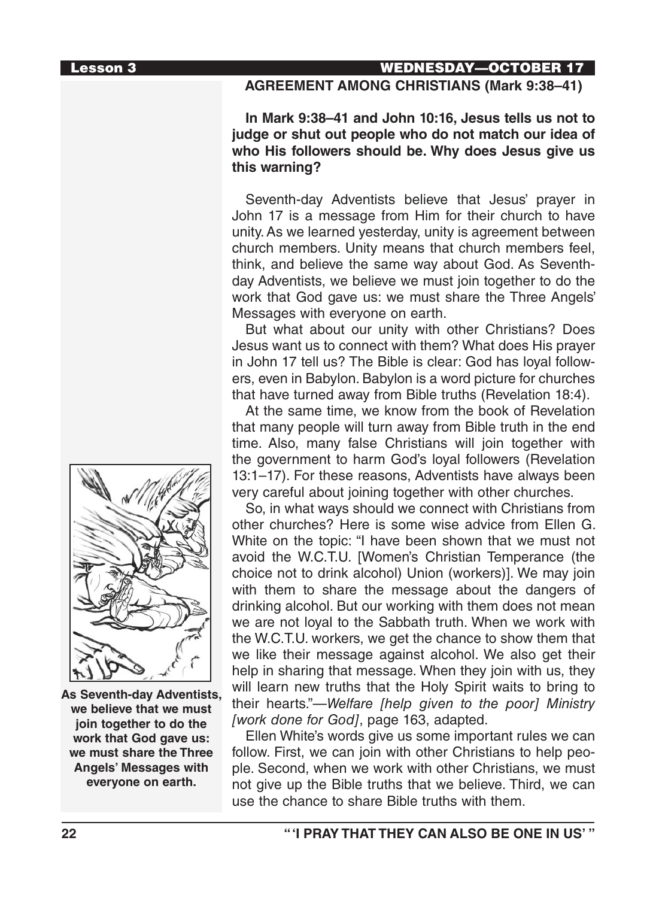## AGREEMENT AMONG CHRISTIANS (Mark 9:38–41)

**In Mark 9:38–41 and John 10:16, Jesus tells us not to judge or shut out people who do not match our idea of who His followers should be. Why does Jesus give us this warning?**

Seventh-day Adventists believe that Jesus' prayer in John 17 is a message from Him for their church to have unity. As we learned yesterday, unity is agreement between church members. Unity means that church members feel, think, and believe the same way about God. As Seventh-day Adventists, we believe we must join together to do the work that God gave us: we must share the Three Angels' Messages with everyone on earth.

But what about our unity with other Christians? Does Jesus want us to connect with them? What does His prayer in John 17 tell us? The Bible is clear: God has loyal followers, even in Babylon. Babylon is a word picture for churches that have turned away from Bible truths (Revelation 18:4).

At the same time, we know from the book of Revelation that many people will turn away from Bible truth in the end time. Also, many false Christians will join together with the government to harm God's loyal followers (Revelation 13:1–17). For these reasons, Adventists have always been very careful about joining together with other churches.

So, in what ways should we connect with Christians from other churches? Here is some wise advice from Ellen G. White on the topic: "I have been shown that we must not avoid the W.C.T.U. [Women's Christian Temperance (the choice not to drink alcohol) Union (workers)]. We may join with them to share the message about the dangers of drinking alcohol. But our working with them does not mean we are not loyal to the Sabbath truth. When we work with the W.C.T.U. workers, we get the chance to show them that we like their message against alcohol. We also get their help in sharing that message. When they join with us, they will learn new truths that the Holy Spirit waits to bring to their hearts."—*Welfare [help given to the poor] Ministry [work done for God]*, page 163, adapted.

Ellen White's words give us some important rules we can follow. First, we can join with other Christians to help people. Second, when we work with other Christians, we must not give up the Bible truths that we believe. Third, we can use the chance to share Bible truths with them.

**As Seventh-day Adventists, we believe that we must join together to do the work that God gave us: we must share the Three Angels' Messages with everyone on earth.**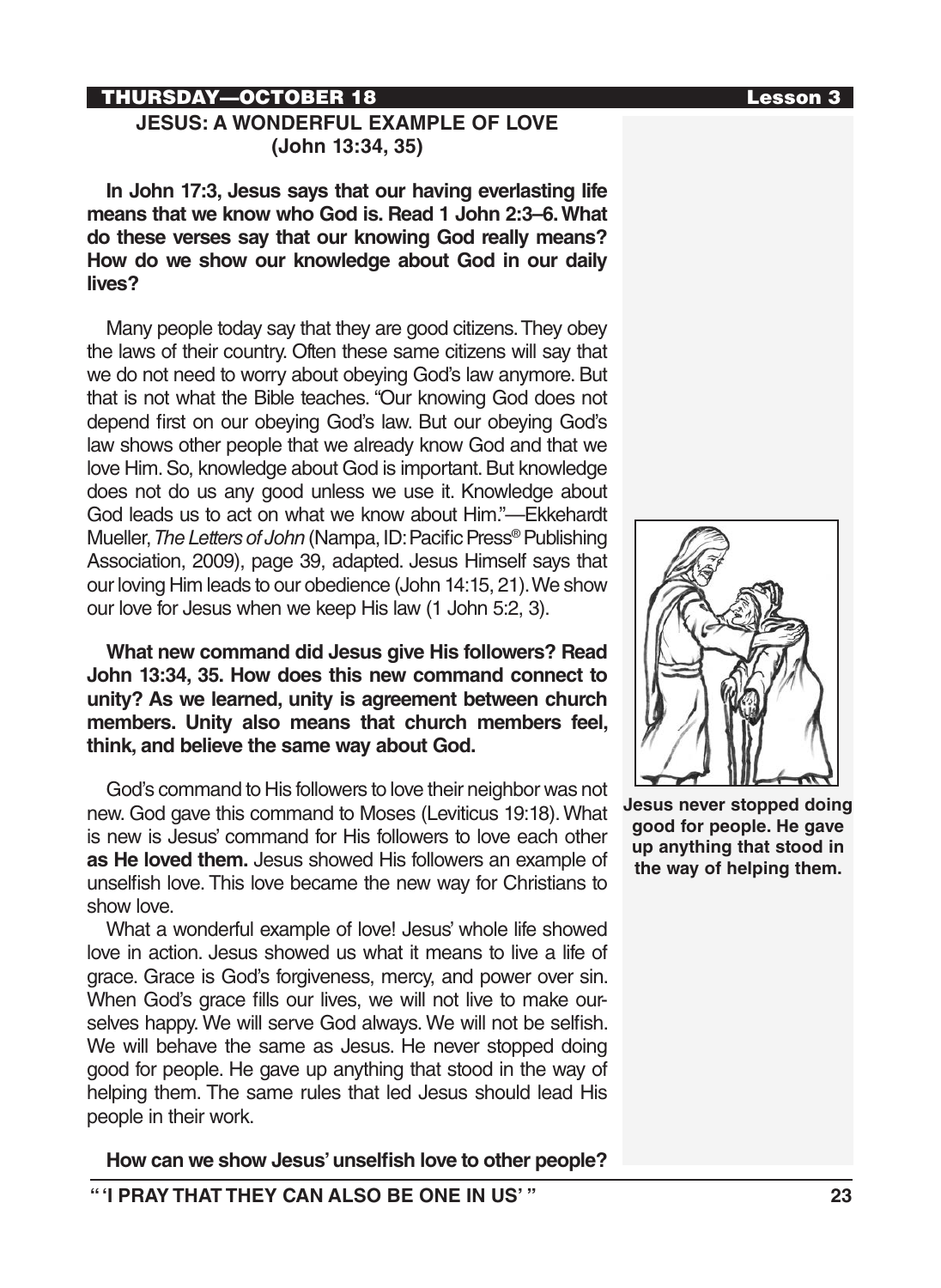## THURSDAY—OCTOBER 18

### JESUS: A WONDERFUL EXAMPLE OF LOVE (John 13:34, 35)

**In John 17:3, Jesus says that our having everlasting life means that we know who God is. Read 1 John 2:3–6. What do these verses say that our knowing God really means? How do we show our knowledge about God in our daily lives?**

Many people today say that they are good citizens. They obey the laws of their country. Often these same citizens will say that we do not need to worry about obeying God's law anymore. But that is not what the Bible teaches. "Our knowing God does not depend first on our obeying God's law. But our obeying God's law shows other people that we already know God and that we love Him. So, knowledge about God is important. But knowledge does not do us any good unless we use it. Knowledge about God leads us to act on what we know about Him."—Ekkehardt Mueller, *The Letters of John* (Nampa, ID: Pacific Press® Publishing Association, 2009), page 39, adapted. Jesus Himself says that our loving Him leads to our obedience (John 14:15, 21). We show our love for Jesus when we keep His law (1 John 5:2, 3).

**What new command did Jesus give His followers? Read John 13:34, 35. How does this new command connect to unity? As we learned, unity is agreement between church members. Unity also means that church members feel, think, and believe the same way about God.**

God's command to His followers to love their neighbor was not new. God gave this command to Moses (Leviticus 19:18). What is new is Jesus' command for His followers to love each other **as He loved them.** Jesus showed His followers an example of unselfish love. This love became the new way for Christians to show love.

What a wonderful example of love! Jesus' whole life showed love in action. Jesus showed us what it means to live a life of grace. Grace is God's forgiveness, mercy, and power over sin. When God's grace fills our lives, we will not live to make ourselves happy. We will serve God always. We will not be selfish. We will behave the same as Jesus. He never stopped doing good for people. He gave up anything that stood in the way of helping them. The same rules that led Jesus should lead His people in their work.

**Jesus never stopped doing good for people. He gave up anything that stood in the way of helping them.**

**How can we show Jesus' unselfish love to other people?**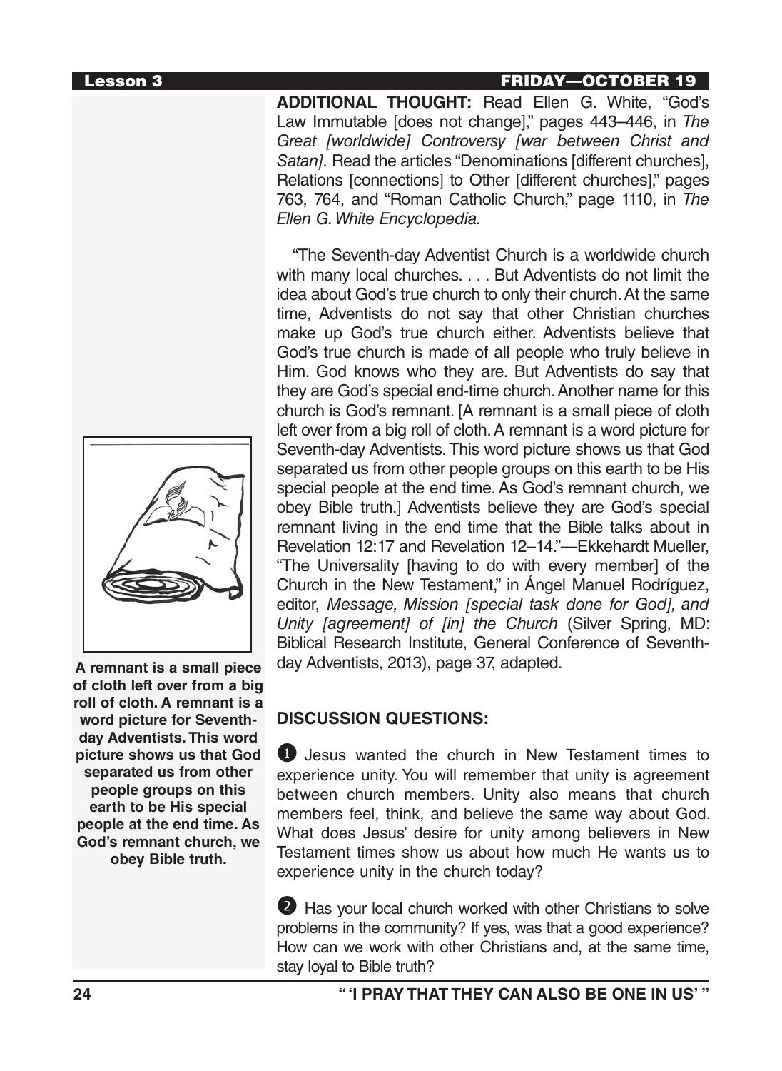**ADDITIONAL THOUGHT:** Read Ellen G. White, "God's Law Immutable [does not change]," pages 443–446, in *The Great [worldwide] Controversy [war between Christ and Satan].* Read the articles "Denominations [different churches], Relations [connections] to Other [different churches]," pages 763, 764, and "Roman Catholic Church," page 1110, in *The Ellen G. White Encyclopedia.*

"The Seventh-day Adventist Church is a worldwide church with many local churches. . . . But Adventists do not limit the idea about God's true church to only their church. At the same time, Adventists do not say that other Christian churches make up God's true church either. Adventists believe that God's true church is made of all people who truly believe in Him. God knows who they are. But Adventists do say that they are God's special end-time church. Another name for this church is God's remnant. [A remnant is a small piece of cloth left over from a big roll of cloth. A remnant is a word picture for Seventh-day Adventists. This word picture shows us that God separated us from other people groups on this earth to be His special people at the end time. As God's remnant church, we obey Bible truth.] Adventists believe they are God's special remnant living in the end time that the Bible talks about in Revelation 12:17 and Revelation 12–14."—Ekkehardt Mueller, "The Universality [having to do with every member] of the Church in the New Testament," in Ángel Manuel Rodríguez, editor, *Message, Mission [special task done for God], and Unity [agreement] of [in] the Church* (Silver Spring, MD: Biblical Research Institute, General Conference of Seventh-day Adventists, 2013), page 37, adapted.

**A remnant is a small piece of cloth left over from a big roll of cloth. A remnant is a word picture for Seventh-day Adventists. This word picture shows us that God separated us from other people groups on this earth to be His special people at the end time. As God's remnant church, we obey Bible truth.**

**DISCUSSION QUESTIONS:**

1. Jesus wanted the church in New Testament times to experience unity. You will remember that unity is agreement between church members. Unity also means that church members feel, think, and believe the same way about God. What does Jesus' desire for unity among believers in New Testament times show us about how much He wants us to experience unity in the church today?

2. Has your local church worked with other Christians to solve problems in the community? If yes, was that a good experience? How can we work with other Christians and, at the same time, stay loyal to Bible truth?